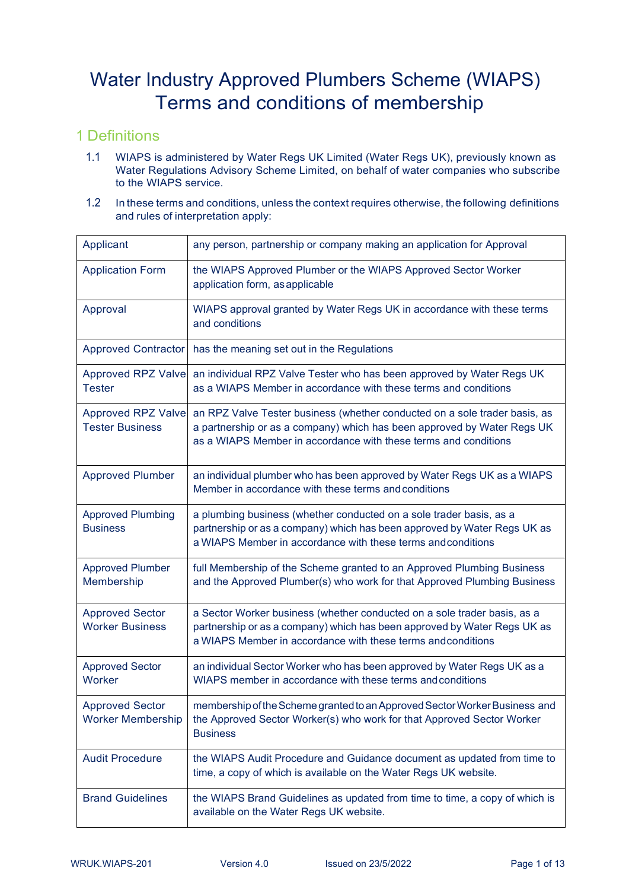# Water Industry Approved Plumbers Scheme (WIAPS) Terms and conditions of membership

## 1 Definitions

1.1 WIAPS is administered by Water Regs UK Limited (Water Regs UK), previously known as Water Regulations Advisory Scheme Limited, on behalf of water companies who subscribe to the WIAPS service.

1.2 In these terms and conditions, unless the context requires otherwise, the following definitions and rules of interpretation apply:

| Term | Definition |
|---|---|
| Applicant | any person, partnership or company making an application for Approval |
| Application Form | the WIAPS Approved Plumber or the WIAPS Approved Sector Worker application form, as applicable |
| Approval | WIAPS approval granted by Water Regs UK in accordance with these terms and conditions |
| Approved Contractor | has the meaning set out in the Regulations |
| Approved RPZ Valve Tester | an individual RPZ Valve Tester who has been approved by Water Regs UK as a WIAPS Member in accordance with these terms and conditions |
| Approved RPZ Valve Tester Business | an RPZ Valve Tester business (whether conducted on a sole trader basis, as a partnership or as a company) which has been approved by Water Regs UK as a WIAPS Member in accordance with these terms and conditions |
| Approved Plumber | an individual plumber who has been approved by Water Regs UK as a WIAPS Member in accordance with these terms and conditions |
| Approved Plumbing Business | a plumbing business (whether conducted on a sole trader basis, as a partnership or as a company) which has been approved by Water Regs UK as a WIAPS Member in accordance with these terms and conditions |
| Approved Plumber Membership | full Membership of the Scheme granted to an Approved Plumbing Business and the Approved Plumber(s) who work for that Approved Plumbing Business |
| Approved Sector Worker Business | a Sector Worker business (whether conducted on a sole trader basis, as a partnership or as a company) which has been approved by Water Regs UK as a WIAPS Member in accordance with these terms and conditions |
| Approved Sector Worker | an individual Sector Worker who has been approved by Water Regs UK as a WIAPS member in accordance with these terms and conditions |
| Approved Sector Worker Membership | membership of the Scheme granted to an Approved Sector Worker Business and the Approved Sector Worker(s) who work for that Approved Sector Worker Business |
| Audit Procedure | the WIAPS Audit Procedure and Guidance document as updated from time to time, a copy of which is available on the Water Regs UK website. |
| Brand Guidelines | the WIAPS Brand Guidelines as updated from time to time, a copy of which is available on the Water Regs UK website. |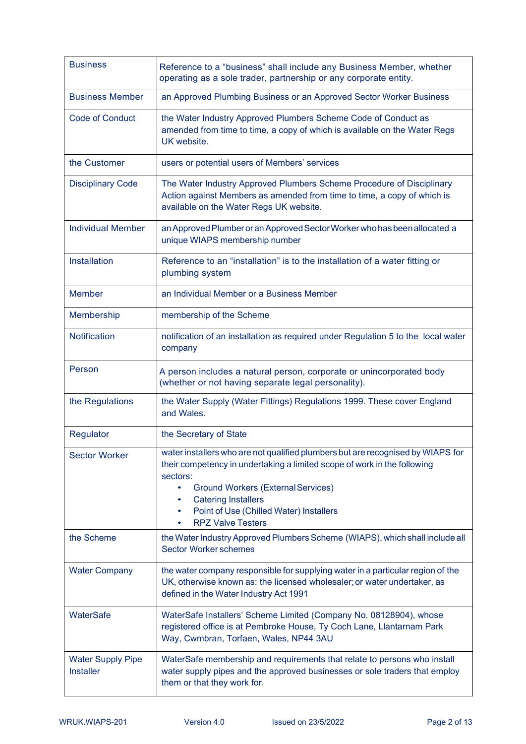| | |
|---|---|
| Business | Reference to a “business” shall include any Business Member, whether operating as a sole trader, partnership or any corporate entity. |
| Business Member | an Approved Plumbing Business or an Approved Sector Worker Business |
| Code of Conduct | the Water Industry Approved Plumbers Scheme Code of Conduct as amended from time to time, a copy of which is available on the Water Regs UK website. |
| the Customer | users or potential users of Members’ services |
| Disciplinary Code | The Water Industry Approved Plumbers Scheme Procedure of Disciplinary Action against Members as amended from time to time, a copy of which is available on the Water Regs UK website. |
| Individual Member | an Approved Plumber or an Approved Sector Worker who has been allocated a unique WIAPS membership number |
| Installation | Reference to an “installation” is to the installation of a water fitting or plumbing system |
| Member | an Individual Member or a Business Member |
| Membership | membership of the Scheme |
| Notification | notification of an installation as required under Regulation 5 to the local water company |
| Person | A person includes a natural person, corporate or unincorporated body (whether or not having separate legal personality). |
| the Regulations | the Water Supply (Water Fittings) Regulations 1999. These cover England and Wales. |
| Regulator | the Secretary of State |
| Sector Worker | water installers who are not qualified plumbers but are recognised by WIAPS for their competency in undertaking a limited scope of work in the following sectors:<br>• Ground Workers (External Services)<br>• Catering Installers<br>• Point of Use (Chilled Water) Installers<br>• RPZ Valve Testers |
| the Scheme | the Water Industry Approved Plumbers Scheme (WIAPS), which shall include all Sector Worker schemes |
| Water Company | the water company responsible for supplying water in a particular region of the UK, otherwise known as: the licensed wholesaler; or water undertaker, as defined in the Water Industry Act 1991 |
| WaterSafe | WaterSafe Installers’ Scheme Limited (Company No. 08128904), whose registered office is at Pembroke House, Ty Coch Lane, Llantarnam Park Way, Cwmbran, Torfaen, Wales, NP44 3AU |
| Water Supply Pipe Installer | WaterSafe membership and requirements that relate to persons who install water supply pipes and the approved businesses or sole traders that employ them or that they work for. |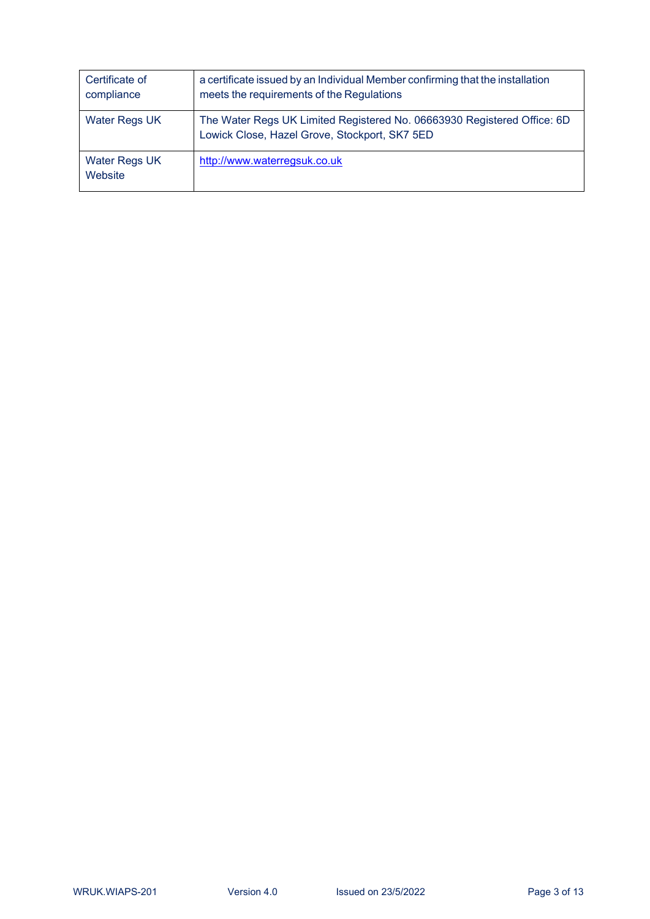| | |
|---|---|
| Certificate of compliance | a certificate issued by an Individual Member confirming that the installation meets the requirements of the Regulations |
| Water Regs UK | The Water Regs UK Limited Registered No. 06663930 Registered Office: 6D Lowick Close, Hazel Grove, Stockport, SK7 5ED |
| Water Regs UK Website | http://www.waterregsuk.co.uk |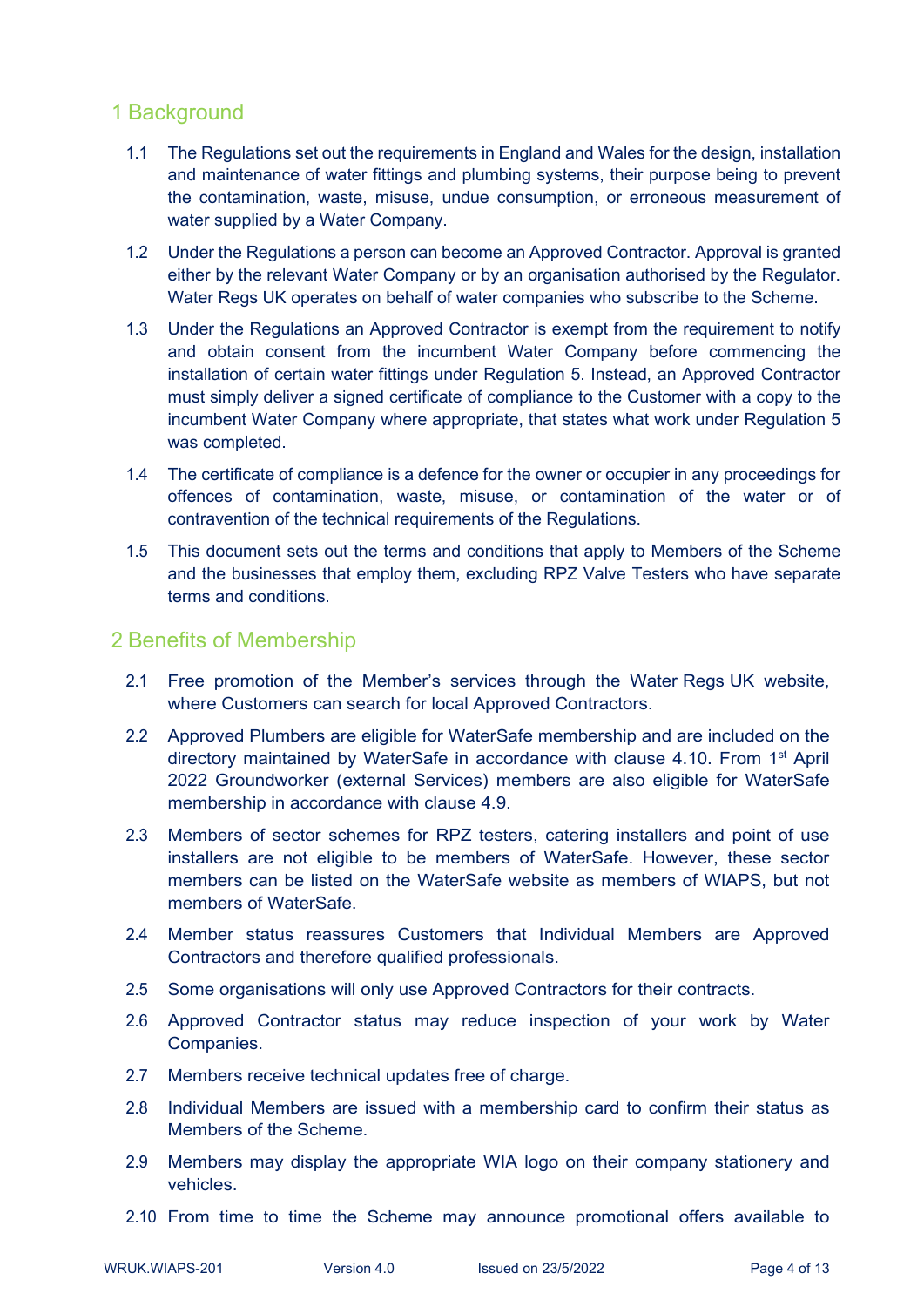## 1 Background

1.1 The Regulations set out the requirements in England and Wales for the design, installation and maintenance of water fittings and plumbing systems, their purpose being to prevent the contamination, waste, misuse, undue consumption, or erroneous measurement of water supplied by a Water Company.

1.2 Under the Regulations a person can become an Approved Contractor. Approval is granted either by the relevant Water Company or by an organisation authorised by the Regulator. Water Regs UK operates on behalf of water companies who subscribe to the Scheme.

1.3 Under the Regulations an Approved Contractor is exempt from the requirement to notify and obtain consent from the incumbent Water Company before commencing the installation of certain water fittings under Regulation 5. Instead, an Approved Contractor must simply deliver a signed certificate of compliance to the Customer with a copy to the incumbent Water Company where appropriate, that states what work under Regulation 5 was completed.

1.4 The certificate of compliance is a defence for the owner or occupier in any proceedings for offences of contamination, waste, misuse, or contamination of the water or of contravention of the technical requirements of the Regulations.

1.5 This document sets out the terms and conditions that apply to Members of the Scheme and the businesses that employ them, excluding RPZ Valve Testers who have separate terms and conditions.

## 2 Benefits of Membership

2.1 Free promotion of the Member's services through the Water Regs UK website, where Customers can search for local Approved Contractors.

2.2 Approved Plumbers are eligible for WaterSafe membership and are included on the directory maintained by WaterSafe in accordance with clause 4.10. From 1st April 2022 Groundworker (external Services) members are also eligible for WaterSafe membership in accordance with clause 4.9.

2.3 Members of sector schemes for RPZ testers, catering installers and point of use installers are not eligible to be members of WaterSafe. However, these sector members can be listed on the WaterSafe website as members of WIAPS, but not members of WaterSafe.

2.4 Member status reassures Customers that Individual Members are Approved Contractors and therefore qualified professionals.

2.5 Some organisations will only use Approved Contractors for their contracts.

2.6 Approved Contractor status may reduce inspection of your work by Water Companies.

2.7 Members receive technical updates free of charge.

2.8 Individual Members are issued with a membership card to confirm their status as Members of the Scheme.

2.9 Members may display the appropriate WIA logo on their company stationery and vehicles.

2.10 From time to time the Scheme may announce promotional offers available to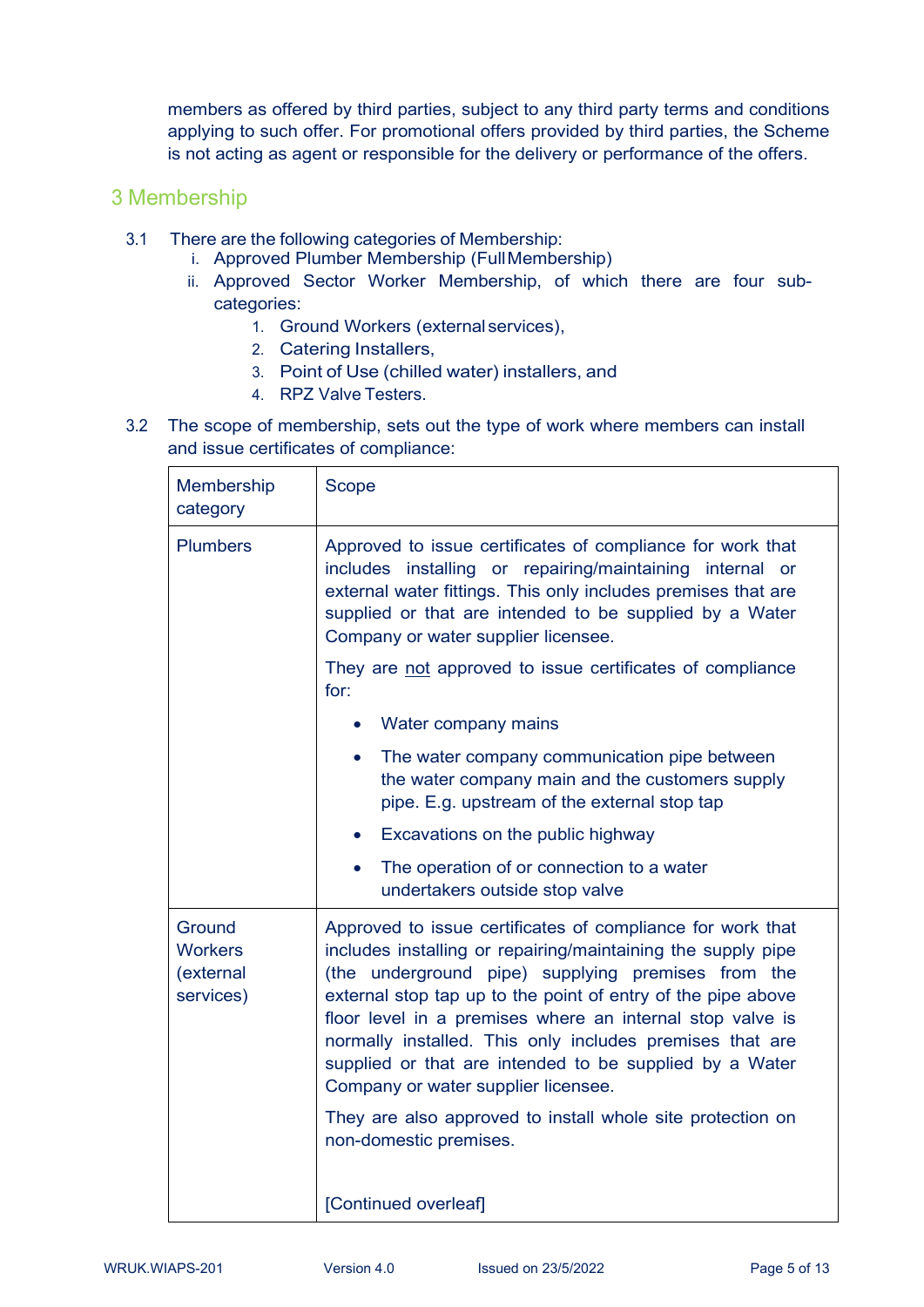members as offered by third parties, subject to any third party terms and conditions applying to such offer. For promotional offers provided by third parties, the Scheme is not acting as agent or responsible for the delivery or performance of the offers.

## 3 Membership

3.1 There are the following categories of Membership:

i. Approved Plumber Membership (Full Membership)

ii. Approved Sector Worker Membership, of which there are four sub-categories:

1. Ground Workers (external services),
2. Catering Installers,
3. Point of Use (chilled water) installers, and
4. RPZ Valve Testers.

3.2 The scope of membership, sets out the type of work where members can install and issue certificates of compliance:

| Membership category | Scope |
|---|---|
| Plumbers | Approved to issue certificates of compliance for work that includes installing or repairing/maintaining internal or external water fittings. This only includes premises that are supplied or that are intended to be supplied by a Water Company or water supplier licensee.<br><br>They are <u>not</u> approved to issue certificates of compliance for:<br><br>• Water company mains<br>• The water company communication pipe between the water company main and the customers supply pipe. E.g. upstream of the external stop tap<br>• Excavations on the public highway<br>• The operation of or connection to a water undertakers outside stop valve |
| Ground Workers (external services) | Approved to issue certificates of compliance for work that includes installing or repairing/maintaining the supply pipe (the underground pipe) supplying premises from the external stop tap up to the point of entry of the pipe above floor level in a premises where an internal stop valve is normally installed. This only includes premises that are supplied or that are intended to be supplied by a Water Company or water supplier licensee.<br><br>They are also approved to install whole site protection on non-domestic premises.<br><br>[Continued overleaf] |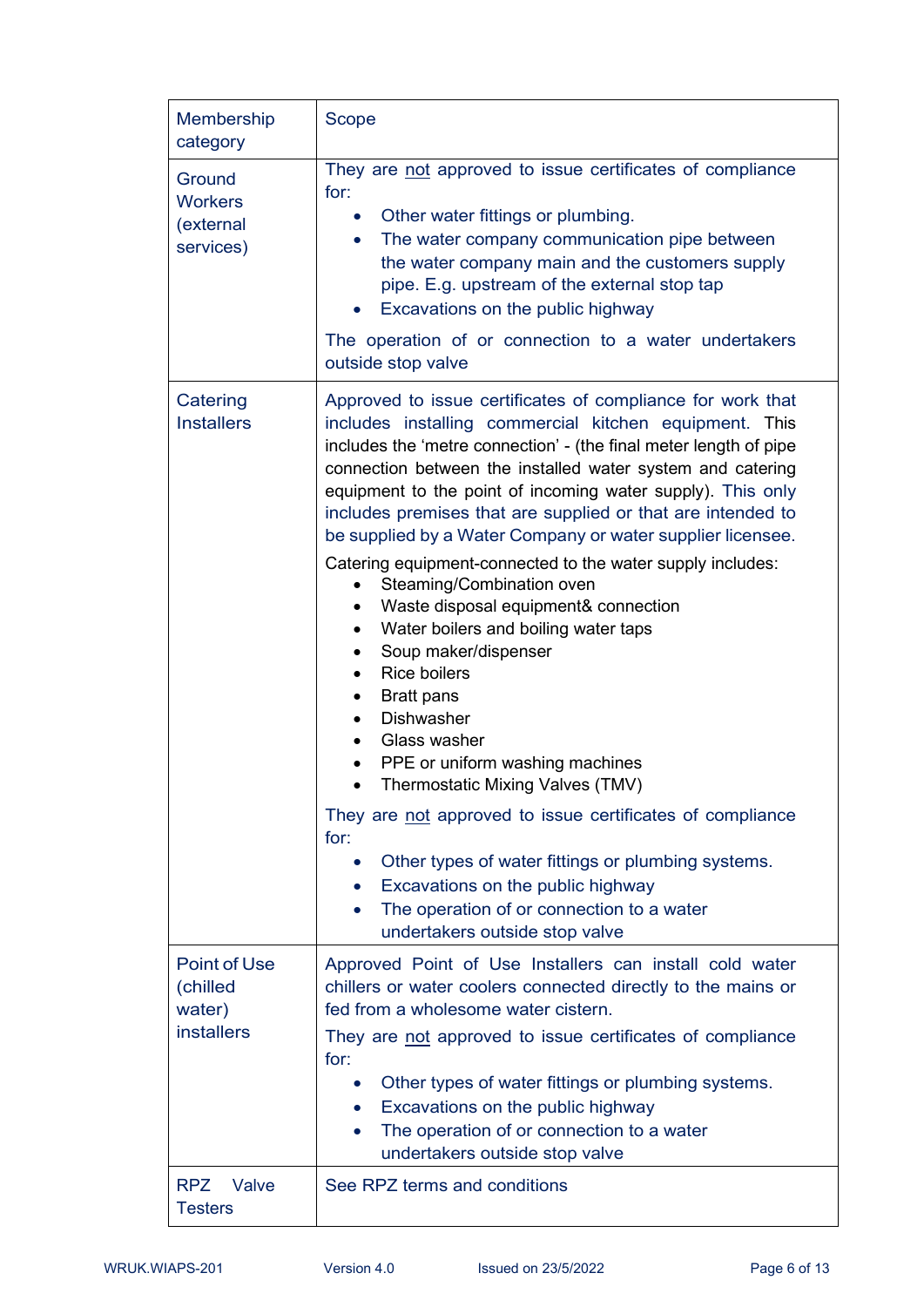| Membership category | Scope |
|---|---|
| Ground Workers (external services) | They are <u>not</u> approved to issue certificates of compliance for:<br>• Other water fittings or plumbing.<br>• The water company communication pipe between the water company main and the customers supply pipe. E.g. upstream of the external stop tap<br>• Excavations on the public highway<br><br>The operation of or connection to a water undertakers outside stop valve |
| Catering Installers | Approved to issue certificates of compliance for work that includes installing commercial kitchen equipment. This includes the 'metre connection' - (the final meter length of pipe connection between the installed water system and catering equipment to the point of incoming water supply). This only includes premises that are supplied or that are intended to be supplied by a Water Company or water supplier licensee.<br><br>Catering equipment-connected to the water supply includes:<br>• Steaming/Combination oven<br>• Waste disposal equipment& connection<br>• Water boilers and boiling water taps<br>• Soup maker/dispenser<br>• Rice boilers<br>• Bratt pans<br>• Dishwasher<br>• Glass washer<br>• PPE or uniform washing machines<br>• Thermostatic Mixing Valves (TMV)<br><br>They are <u>not</u> approved to issue certificates of compliance for:<br>• Other types of water fittings or plumbing systems.<br>• Excavations on the public highway<br>• The operation of or connection to a water undertakers outside stop valve |
| Point of Use (chilled water) installers | Approved Point of Use Installers can install cold water chillers or water coolers connected directly to the mains or fed from a wholesome water cistern.<br><br>They are <u>not</u> approved to issue certificates of compliance for:<br>• Other types of water fittings or plumbing systems.<br>• Excavations on the public highway<br>• The operation of or connection to a water undertakers outside stop valve |
| RPZ Valve Testers | See RPZ terms and conditions |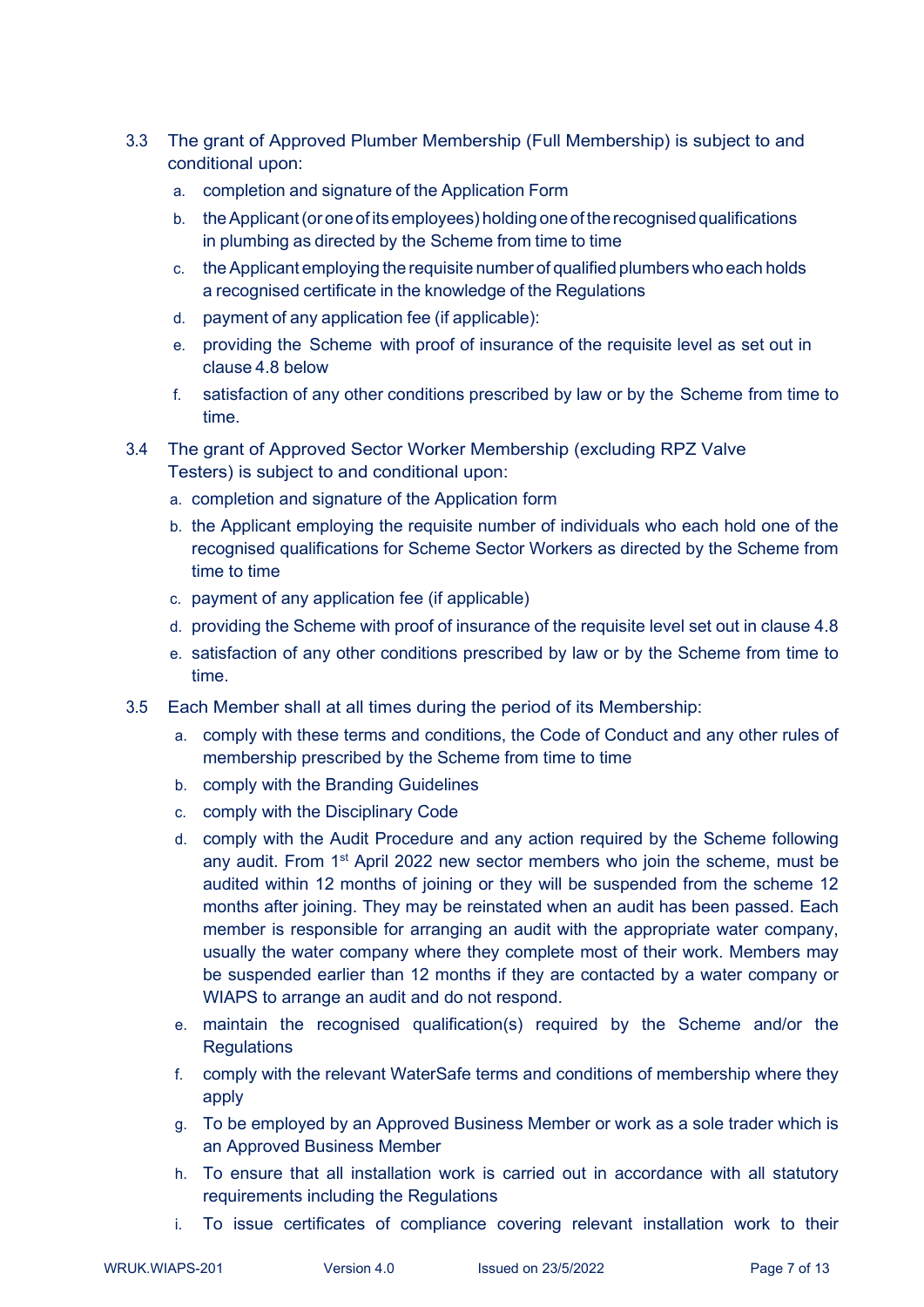3.3 The grant of Approved Plumber Membership (Full Membership) is subject to and conditional upon:

  a. completion and signature of the Application Form
  b. the Applicant (or one of its employees) holding one of the recognised qualifications in plumbing as directed by the Scheme from time to time
  c. the Applicant employing the requisite number of qualified plumbers who each holds a recognised certificate in the knowledge of the Regulations
  d. payment of any application fee (if applicable):
  e. providing the Scheme with proof of insurance of the requisite level as set out in clause 4.8 below
  f. satisfaction of any other conditions prescribed by law or by the Scheme from time to time.

3.4 The grant of Approved Sector Worker Membership (excluding RPZ Valve Testers) is subject to and conditional upon:

  a. completion and signature of the Application form
  b. the Applicant employing the requisite number of individuals who each hold one of the recognised qualifications for Scheme Sector Workers as directed by the Scheme from time to time
  c. payment of any application fee (if applicable)
  d. providing the Scheme with proof of insurance of the requisite level set out in clause 4.8
  e. satisfaction of any other conditions prescribed by law or by the Scheme from time to time.

3.5 Each Member shall at all times during the period of its Membership:

  a. comply with these terms and conditions, the Code of Conduct and any other rules of membership prescribed by the Scheme from time to time
  b. comply with the Branding Guidelines
  c. comply with the Disciplinary Code
  d. comply with the Audit Procedure and any action required by the Scheme following any audit. From 1st April 2022 new sector members who join the scheme, must be audited within 12 months of joining or they will be suspended from the scheme 12 months after joining. They may be reinstated when an audit has been passed. Each member is responsible for arranging an audit with the appropriate water company, usually the water company where they complete most of their work. Members may be suspended earlier than 12 months if they are contacted by a water company or WIAPS to arrange an audit and do not respond.
  e. maintain the recognised qualification(s) required by the Scheme and/or the Regulations
  f. comply with the relevant WaterSafe terms and conditions of membership where they apply
  g. To be employed by an Approved Business Member or work as a sole trader which is an Approved Business Member
  h. To ensure that all installation work is carried out in accordance with all statutory requirements including the Regulations
  i. To issue certificates of compliance covering relevant installation work to their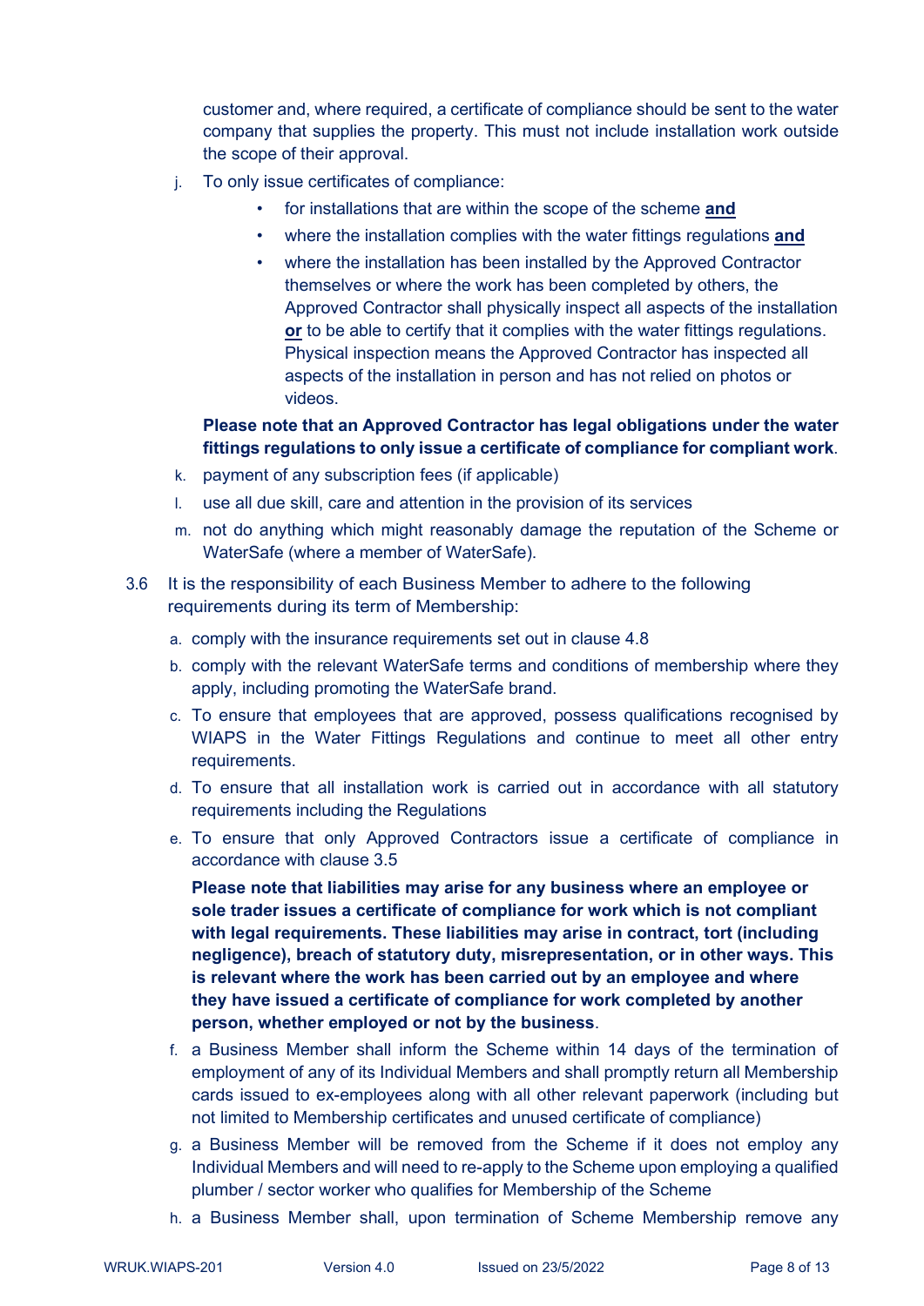customer and, where required, a certificate of compliance should be sent to the water company that supplies the property. This must not include installation work outside the scope of their approval.

j. To only issue certificates of compliance:
   - for installations that are within the scope of the scheme **and**
   - where the installation complies with the water fittings regulations **and**
   - where the installation has been installed by the Approved Contractor themselves or where the work has been completed by others, the Approved Contractor shall physically inspect all aspects of the installation **or** to be able to certify that it complies with the water fittings regulations. Physical inspection means the Approved Contractor has inspected all aspects of the installation in person and has not relied on photos or videos.

   **Please note that an Approved Contractor has legal obligations under the water fittings regulations to only issue a certificate of compliance for compliant work**.

k. payment of any subscription fees (if applicable)

l. use all due skill, care and attention in the provision of its services

m. not do anything which might reasonably damage the reputation of the Scheme or WaterSafe (where a member of WaterSafe).

3.6 It is the responsibility of each Business Member to adhere to the following requirements during its term of Membership:

a. comply with the insurance requirements set out in clause 4.8

b. comply with the relevant WaterSafe terms and conditions of membership where they apply, including promoting the WaterSafe brand.

c. To ensure that employees that are approved, possess qualifications recognised by WIAPS in the Water Fittings Regulations and continue to meet all other entry requirements.

d. To ensure that all installation work is carried out in accordance with all statutory requirements including the Regulations

e. To ensure that only Approved Contractors issue a certificate of compliance in accordance with clause 3.5

   **Please note that liabilities may arise for any business where an employee or sole trader issues a certificate of compliance for work which is not compliant with legal requirements. These liabilities may arise in contract, tort (including negligence), breach of statutory duty, misrepresentation, or in other ways. This is relevant where the work has been carried out by an employee and where they have issued a certificate of compliance for work completed by another person, whether employed or not by the business**.

f. a Business Member shall inform the Scheme within 14 days of the termination of employment of any of its Individual Members and shall promptly return all Membership cards issued to ex-employees along with all other relevant paperwork (including but not limited to Membership certificates and unused certificate of compliance)

g. a Business Member will be removed from the Scheme if it does not employ any Individual Members and will need to re-apply to the Scheme upon employing a qualified plumber / sector worker who qualifies for Membership of the Scheme

h. a Business Member shall, upon termination of Scheme Membership remove any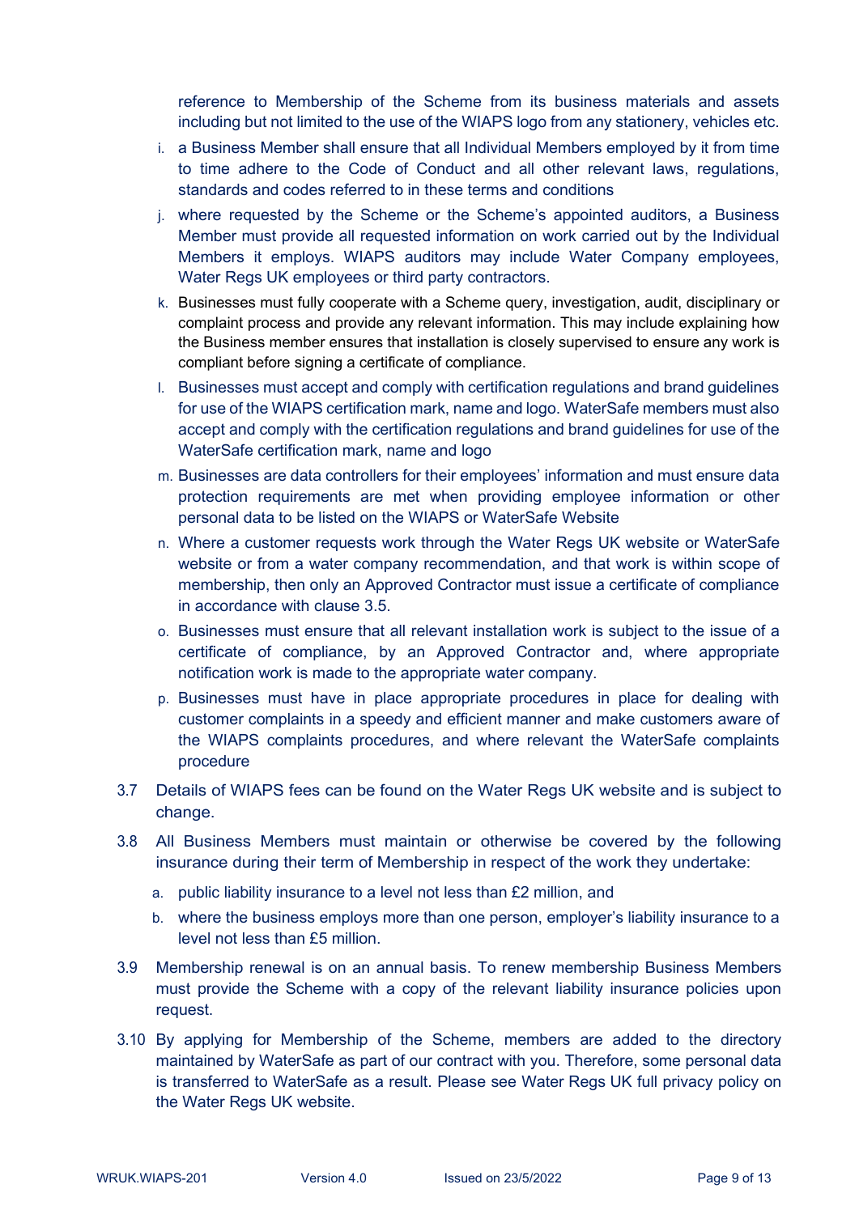reference to Membership of the Scheme from its business materials and assets including but not limited to the use of the WIAPS logo from any stationery, vehicles etc.

i. a Business Member shall ensure that all Individual Members employed by it from time to time adhere to the Code of Conduct and all other relevant laws, regulations, standards and codes referred to in these terms and conditions

j. where requested by the Scheme or the Scheme's appointed auditors, a Business Member must provide all requested information on work carried out by the Individual Members it employs. WIAPS auditors may include Water Company employees, Water Regs UK employees or third party contractors.

k. Businesses must fully cooperate with a Scheme query, investigation, audit, disciplinary or complaint process and provide any relevant information. This may include explaining how the Business member ensures that installation is closely supervised to ensure any work is compliant before signing a certificate of compliance.

l. Businesses must accept and comply with certification regulations and brand guidelines for use of the WIAPS certification mark, name and logo. WaterSafe members must also accept and comply with the certification regulations and brand guidelines for use of the WaterSafe certification mark, name and logo

m. Businesses are data controllers for their employees' information and must ensure data protection requirements are met when providing employee information or other personal data to be listed on the WIAPS or WaterSafe Website

n. Where a customer requests work through the Water Regs UK website or WaterSafe website or from a water company recommendation, and that work is within scope of membership, then only an Approved Contractor must issue a certificate of compliance in accordance with clause 3.5.

o. Businesses must ensure that all relevant installation work is subject to the issue of a certificate of compliance, by an Approved Contractor and, where appropriate notification work is made to the appropriate water company.

p. Businesses must have in place appropriate procedures in place for dealing with customer complaints in a speedy and efficient manner and make customers aware of the WIAPS complaints procedures, and where relevant the WaterSafe complaints procedure

3.7 Details of WIAPS fees can be found on the Water Regs UK website and is subject to change.

3.8 All Business Members must maintain or otherwise be covered by the following insurance during their term of Membership in respect of the work they undertake:

a. public liability insurance to a level not less than £2 million, and

b. where the business employs more than one person, employer's liability insurance to a level not less than £5 million.

3.9 Membership renewal is on an annual basis. To renew membership Business Members must provide the Scheme with a copy of the relevant liability insurance policies upon request.

3.10 By applying for Membership of the Scheme, members are added to the directory maintained by WaterSafe as part of our contract with you. Therefore, some personal data is transferred to WaterSafe as a result. Please see Water Regs UK full privacy policy on the Water Regs UK website.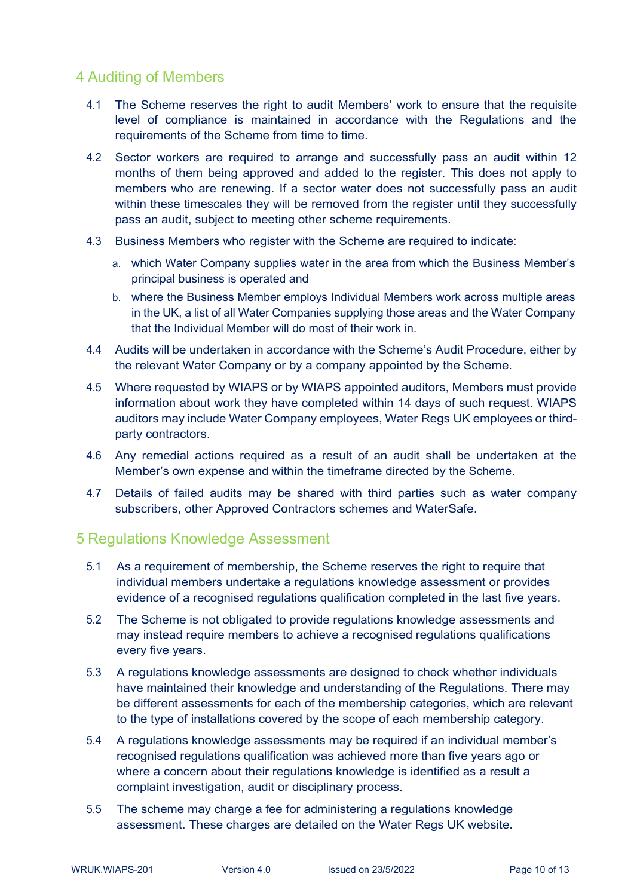## 4 Auditing of Members

4.1 The Scheme reserves the right to audit Members' work to ensure that the requisite level of compliance is maintained in accordance with the Regulations and the requirements of the Scheme from time to time.

4.2 Sector workers are required to arrange and successfully pass an audit within 12 months of them being approved and added to the register. This does not apply to members who are renewing. If a sector water does not successfully pass an audit within these timescales they will be removed from the register until they successfully pass an audit, subject to meeting other scheme requirements.

4.3 Business Members who register with the Scheme are required to indicate:

   a. which Water Company supplies water in the area from which the Business Member's principal business is operated and
   b. where the Business Member employs Individual Members work across multiple areas in the UK, a list of all Water Companies supplying those areas and the Water Company that the Individual Member will do most of their work in.

4.4 Audits will be undertaken in accordance with the Scheme's Audit Procedure, either by the relevant Water Company or by a company appointed by the Scheme.

4.5 Where requested by WIAPS or by WIAPS appointed auditors, Members must provide information about work they have completed within 14 days of such request. WIAPS auditors may include Water Company employees, Water Regs UK employees or third-party contractors.

4.6 Any remedial actions required as a result of an audit shall be undertaken at the Member's own expense and within the timeframe directed by the Scheme.

4.7 Details of failed audits may be shared with third parties such as water company subscribers, other Approved Contractors schemes and WaterSafe.

## 5 Regulations Knowledge Assessment

5.1 As a requirement of membership, the Scheme reserves the right to require that individual members undertake a regulations knowledge assessment or provides evidence of a recognised regulations qualification completed in the last five years.

5.2 The Scheme is not obligated to provide regulations knowledge assessments and may instead require members to achieve a recognised regulations qualifications every five years.

5.3 A regulations knowledge assessments are designed to check whether individuals have maintained their knowledge and understanding of the Regulations. There may be different assessments for each of the membership categories, which are relevant to the type of installations covered by the scope of each membership category.

5.4 A regulations knowledge assessments may be required if an individual member's recognised regulations qualification was achieved more than five years ago or where a concern about their regulations knowledge is identified as a result a complaint investigation, audit or disciplinary process.

5.5 The scheme may charge a fee for administering a regulations knowledge assessment. These charges are detailed on the Water Regs UK website.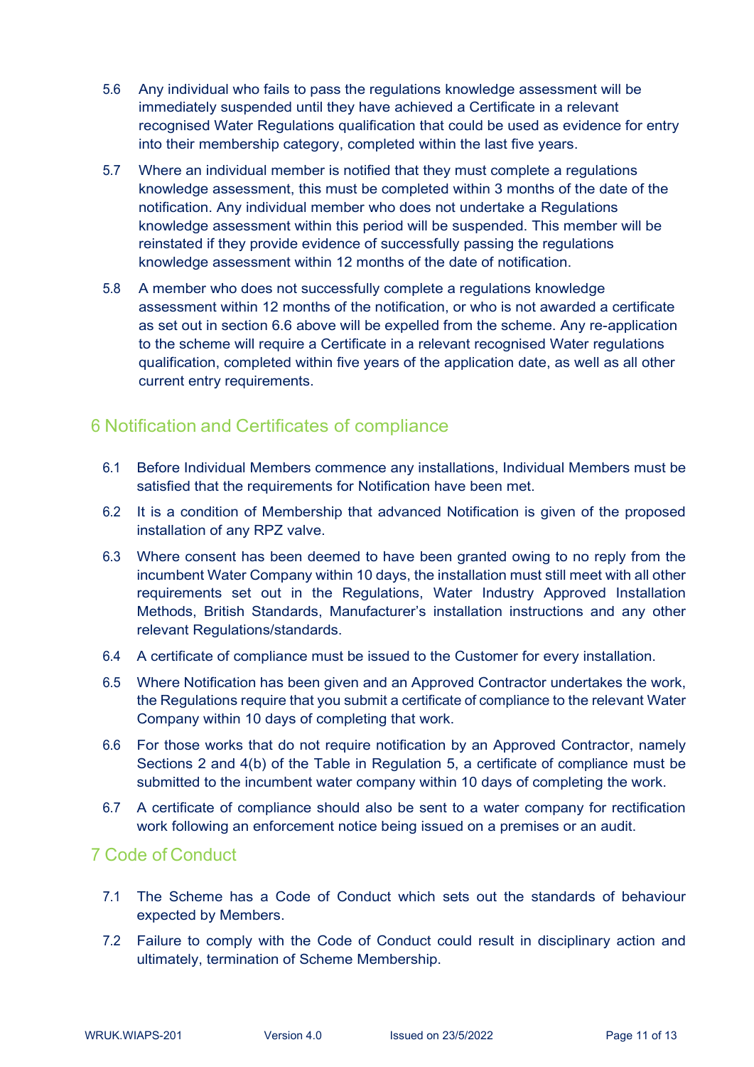5.6 Any individual who fails to pass the regulations knowledge assessment will be immediately suspended until they have achieved a Certificate in a relevant recognised Water Regulations qualification that could be used as evidence for entry into their membership category, completed within the last five years.

5.7 Where an individual member is notified that they must complete a regulations knowledge assessment, this must be completed within 3 months of the date of the notification. Any individual member who does not undertake a Regulations knowledge assessment within this period will be suspended. This member will be reinstated if they provide evidence of successfully passing the regulations knowledge assessment within 12 months of the date of notification.

5.8 A member who does not successfully complete a regulations knowledge assessment within 12 months of the notification, or who is not awarded a certificate as set out in section 6.6 above will be expelled from the scheme. Any re-application to the scheme will require a Certificate in a relevant recognised Water regulations qualification, completed within five years of the application date, as well as all other current entry requirements.

## 6 Notification and Certificates of compliance

6.1 Before Individual Members commence any installations, Individual Members must be satisfied that the requirements for Notification have been met.

6.2 It is a condition of Membership that advanced Notification is given of the proposed installation of any RPZ valve.

6.3 Where consent has been deemed to have been granted owing to no reply from the incumbent Water Company within 10 days, the installation must still meet with all other requirements set out in the Regulations, Water Industry Approved Installation Methods, British Standards, Manufacturer's installation instructions and any other relevant Regulations/standards.

6.4 A certificate of compliance must be issued to the Customer for every installation.

6.5 Where Notification has been given and an Approved Contractor undertakes the work, the Regulations require that you submit a certificate of compliance to the relevant Water Company within 10 days of completing that work.

6.6 For those works that do not require notification by an Approved Contractor, namely Sections 2 and 4(b) of the Table in Regulation 5, a certificate of compliance must be submitted to the incumbent water company within 10 days of completing the work.

6.7 A certificate of compliance should also be sent to a water company for rectification work following an enforcement notice being issued on a premises or an audit.

## 7 Code of Conduct

7.1 The Scheme has a Code of Conduct which sets out the standards of behaviour expected by Members.

7.2 Failure to comply with the Code of Conduct could result in disciplinary action and ultimately, termination of Scheme Membership.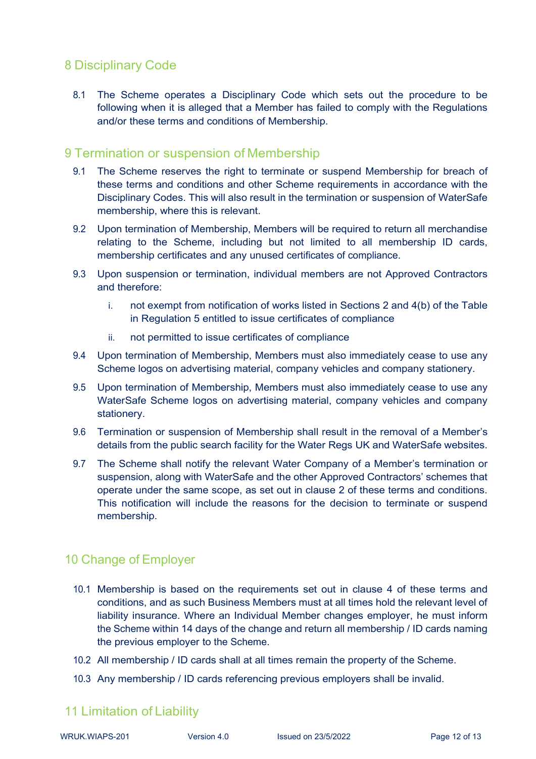## 8 Disciplinary Code

8.1 The Scheme operates a Disciplinary Code which sets out the procedure to be following when it is alleged that a Member has failed to comply with the Regulations and/or these terms and conditions of Membership.

## 9 Termination or suspension of Membership

9.1 The Scheme reserves the right to terminate or suspend Membership for breach of these terms and conditions and other Scheme requirements in accordance with the Disciplinary Codes. This will also result in the termination or suspension of WaterSafe membership, where this is relevant.

9.2 Upon termination of Membership, Members will be required to return all merchandise relating to the Scheme, including but not limited to all membership ID cards, membership certificates and any unused certificates of compliance.

9.3 Upon suspension or termination, individual members are not Approved Contractors and therefore:

i. not exempt from notification of works listed in Sections 2 and 4(b) of the Table in Regulation 5 entitled to issue certificates of compliance

ii. not permitted to issue certificates of compliance

9.4 Upon termination of Membership, Members must also immediately cease to use any Scheme logos on advertising material, company vehicles and company stationery.

9.5 Upon termination of Membership, Members must also immediately cease to use any WaterSafe Scheme logos on advertising material, company vehicles and company stationery.

9.6 Termination or suspension of Membership shall result in the removal of a Member's details from the public search facility for the Water Regs UK and WaterSafe websites.

9.7 The Scheme shall notify the relevant Water Company of a Member's termination or suspension, along with WaterSafe and the other Approved Contractors' schemes that operate under the same scope, as set out in clause 2 of these terms and conditions. This notification will include the reasons for the decision to terminate or suspend membership.

## 10 Change of Employer

10.1 Membership is based on the requirements set out in clause 4 of these terms and conditions, and as such Business Members must at all times hold the relevant level of liability insurance. Where an Individual Member changes employer, he must inform the Scheme within 14 days of the change and return all membership / ID cards naming the previous employer to the Scheme.

10.2 All membership / ID cards shall at all times remain the property of the Scheme.

10.3 Any membership / ID cards referencing previous employers shall be invalid.

## 11 Limitation of Liability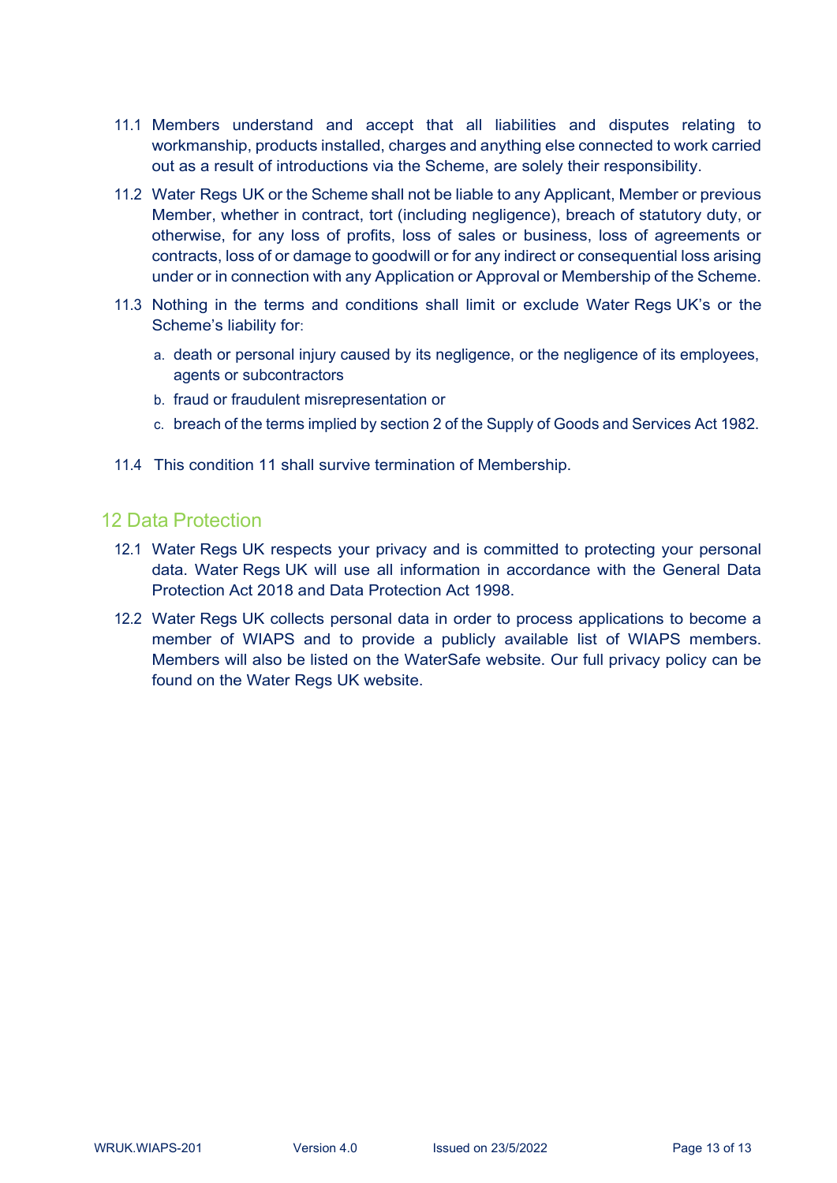11.1 Members understand and accept that all liabilities and disputes relating to workmanship, products installed, charges and anything else connected to work carried out as a result of introductions via the Scheme, are solely their responsibility.

11.2 Water Regs UK or the Scheme shall not be liable to any Applicant, Member or previous Member, whether in contract, tort (including negligence), breach of statutory duty, or otherwise, for any loss of profits, loss of sales or business, loss of agreements or contracts, loss of or damage to goodwill or for any indirect or consequential loss arising under or in connection with any Application or Approval or Membership of the Scheme.

11.3 Nothing in the terms and conditions shall limit or exclude Water Regs UK's or the Scheme's liability for:

a. death or personal injury caused by its negligence, or the negligence of its employees, agents or subcontractors

b. fraud or fraudulent misrepresentation or

c. breach of the terms implied by section 2 of the Supply of Goods and Services Act 1982.

11.4 This condition 11 shall survive termination of Membership.

## 12 Data Protection

12.1 Water Regs UK respects your privacy and is committed to protecting your personal data. Water Regs UK will use all information in accordance with the General Data Protection Act 2018 and Data Protection Act 1998.

12.2 Water Regs UK collects personal data in order to process applications to become a member of WIAPS and to provide a publicly available list of WIAPS members. Members will also be listed on the WaterSafe website. Our full privacy policy can be found on the Water Regs UK website.